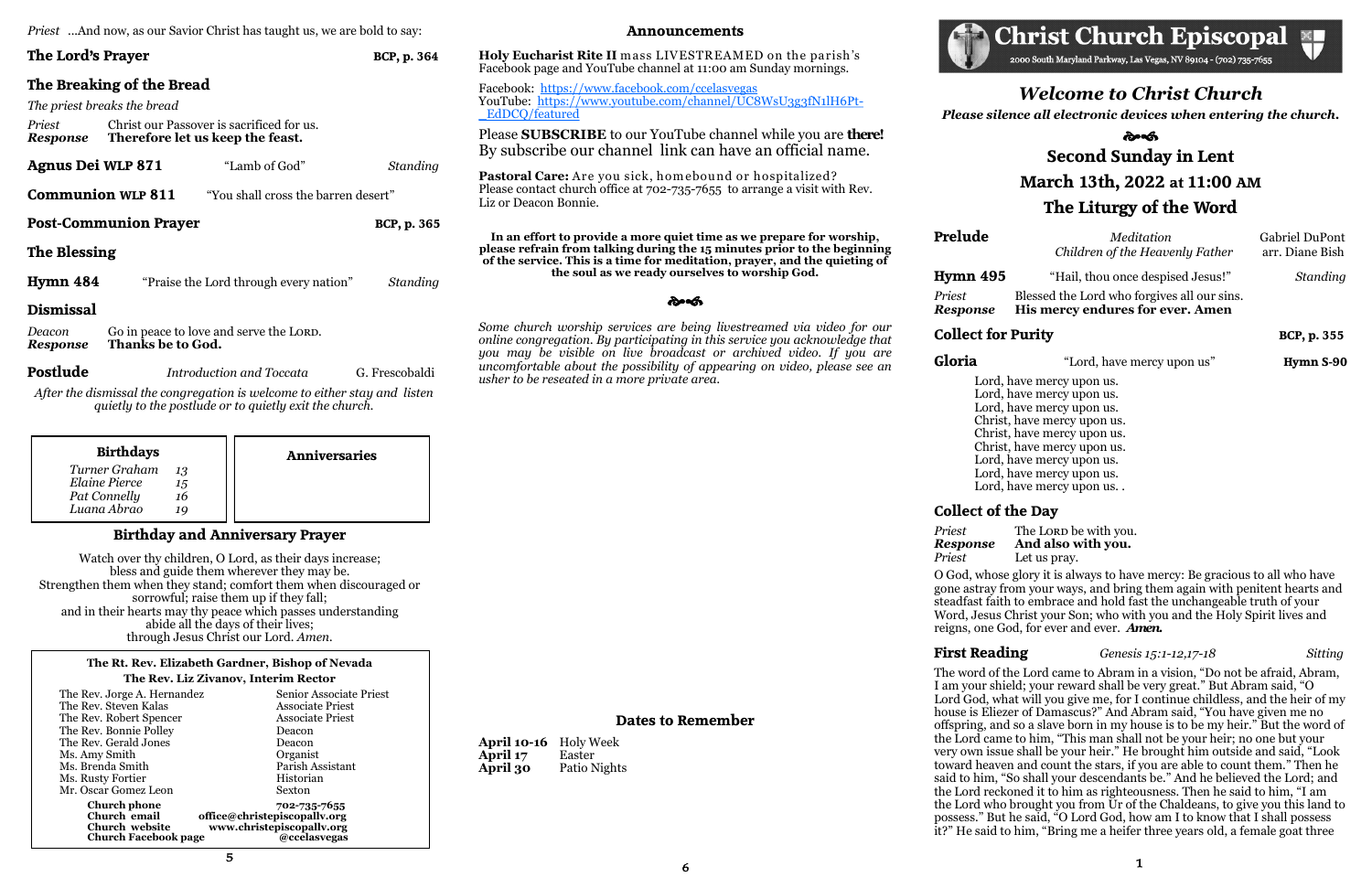*Priest* ...And now, as our Savior Christ has taught us, we are bold to say:

## The Lord's Prayer — BCP, p. 364

## The Breaking of the Bread

*The priest breaks the bread*

*Priest* Christ our Passover is sacrificed for us.
***Response*** **Therefore let us keep the feast.**

**Agnus Dei WLP 871** "Lamb of God" *Standing*

**Communion WLP 811** "You shall cross the barren desert"

## Post-Communion Prayer — BCP, p. 365

## The Blessing

**Hymn 484** "Praise the Lord through every nation" *Standing*

## Dismissal

*Deacon* Go in peace to love and serve the LORD.
***Response*** **Thanks be to God.**

**Postlude** *Introduction and Toccata* G. Frescobaldi

*After the dismissal the congregation is welcome to either stay and listen quietly to the postlude or to quietly exit the church.*

| Birthdays | |
|---|---|
| *Turner Graham* | 13 |
| *Elaine Pierce* | 15 |
| *Pat Connelly* | 16 |
| *Luana Abrao* | 19 |

**Anniversaries**

### Birthday and Anniversary Prayer

Watch over thy children, O Lord, as their days increase;
bless and guide them wherever they may be.
Strengthen them when they stand; comfort them when discouraged or sorrowful; raise them up if they fall;
and in their hearts may thy peace which passes understanding
abide all the days of their lives;
through Jesus Christ our Lord. *Amen.*

**The Rt. Rev. Elizabeth Gardner, Bishop of Nevada**
**The Rev. Liz Zivanov, Interim Rector**

| | |
|---|---|
| The Rev. Jorge A. Hernandez | Senior Associate Priest |
| The Rev. Steven Kalas | Associate Priest |
| The Rev. Robert Spencer | Associate Priest |
| The Rev. Bonnie Polley | Deacon |
| The Rev. Gerald Jones | Deacon |
| Ms. Amy Smith | Organist |
| Ms. Brenda Smith | Parish Assistant |
| Ms. Rusty Fortier | Historian |
| Mr. Oscar Gomez Leon | Sexton |

**Church phone** 702-735-7655
**Church email** office@christepiscopallv.org
**Church website** www.christepiscopallv.org
**Church Facebook page** @ccelasvegas

## Announcements

**Holy Eucharist Rite II** mass LIVESTREAMED on the parish's Facebook page and YouTube channel at 11:00 am Sunday mornings.

Facebook: https://www.facebook.com/ccelasvegas
YouTube: https://www.youtube.com/channel/UC8WsU3g3fN1lH6Pt-_EdDCQ/featured

Please **SUBSCRIBE** to our YouTube channel while you are **there!** By subscribe our channel link can have an official name.

**Pastoral Care:** Are you sick, homebound or hospitalized? Please contact church office at 702-735-7655 to arrange a visit with Rev. Liz or Deacon Bonnie.

**In an effort to provide a more quiet time as we prepare for worship, please refrain from talking during the 15 minutes prior to the beginning of the service. This is a time for meditation, prayer, and the quieting of the soul as we ready ourselves to worship God.**

*Some church worship services are being livestreamed via video for our online congregation. By participating in this service you acknowledge that you may be visible on live broadcast or archived video. If you are uncomfortable about the possibility of appearing on video, please see an usher to be reseated in a more private area.*

### Dates to Remember

**April 10-16** Holy Week
**April 17** Easter
**April 30** Patio Nights

# Christ Church Episcopal

2000 South Maryland Parkway, Las Vegas, NV 89104 - (702) 735-7655

## *Welcome to Christ Church*

***Please silence all electronic devices when entering the church.***

## Second Sunday in Lent
## March 13th, 2022 at 11:00 AM
## The Liturgy of the Word

**Prelude** *Meditation* Gabriel DuPont
*Children of the Heavenly Father* arr. Diane Bish

**Hymn 495** "Hail, thou once despised Jesus!" *Standing*

*Priest* Blessed the Lord who forgives all our sins.
***Response*** **His mercy endures for ever. Amen**

## Collect for Purity — BCP, p. 355

**Gloria** "Lord, have mercy upon us" **Hymn S-90**

Lord, have mercy upon us.
Lord, have mercy upon us.
Lord, have mercy upon us.
Christ, have mercy upon us.
Christ, have mercy upon us.
Christ, have mercy upon us.
Lord, have mercy upon us.
Lord, have mercy upon us.
Lord, have mercy upon us. .

## Collect of the Day

*Priest* The LORD be with you.
***Response*** **And also with you.**
*Priest* Let us pray.

O God, whose glory it is always to have mercy: Be gracious to all who have gone astray from your ways, and bring them again with penitent hearts and steadfast faith to embrace and hold fast the unchangeable truth of your Word, Jesus Christ your Son; who with you and the Holy Spirit lives and reigns, one God, for ever and ever. ***Amen.***

**First Reading** *Genesis 15:1-12,17-18* *Sitting*

The word of the Lord came to Abram in a vision, "Do not be afraid, Abram, I am your shield; your reward shall be very great." But Abram said, "O Lord God, what will you give me, for I continue childless, and the heir of my house is Eliezer of Damascus?" And Abram said, "You have given me no offspring, and so a slave born in my house is to be my heir." But the word of the Lord came to him, "This man shall not be your heir; no one but your very own issue shall be your heir." He brought him outside and said, "Look toward heaven and count the stars, if you are able to count them." Then he said to him, "So shall your descendants be." And he believed the Lord; and the Lord reckoned it to him as righteousness. Then he said to him, "I am the Lord who brought you from Ur of the Chaldeans, to give you this land to possess." But he said, "O Lord God, how am I to know that I shall possess it?" He said to him, "Bring me a heifer three years old, a female goat three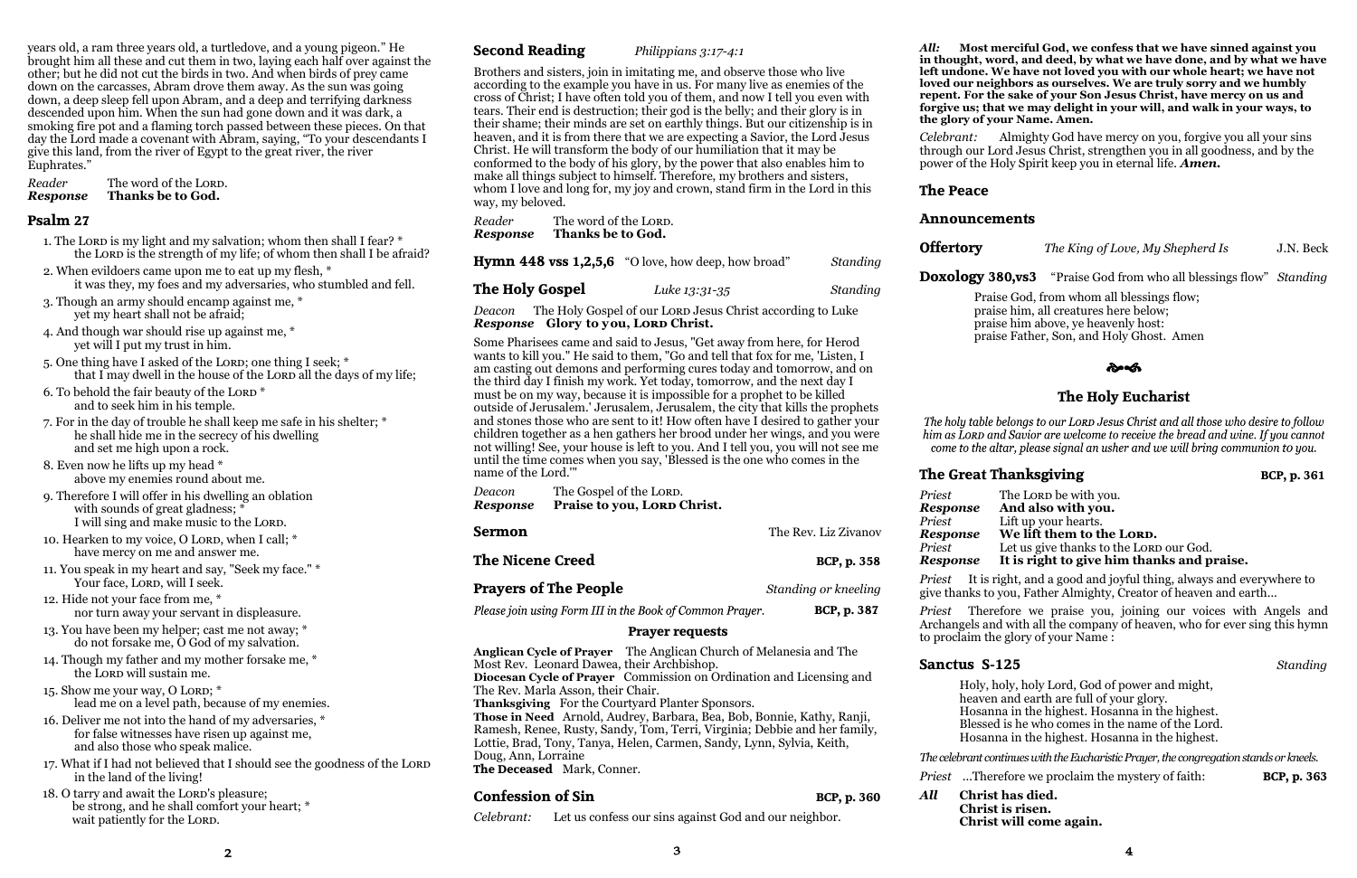years old, a ram three years old, a turtledove, and a young pigeon." He brought him all these and cut them in two, laying each half over against the other; but he did not cut the birds in two. And when birds of prey came down on the carcasses, Abram drove them away. As the sun was going down, a deep sleep fell upon Abram, and a deep and terrifying darkness descended upon him. When the sun had gone down and it was dark, a smoking fire pot and a flaming torch passed between these pieces. On that day the Lord made a covenant with Abram, saying, "To your descendants I give this land, from the river of Egypt to the great river, the river Euphrates."

*Reader* The word of the LORD.
***Response*** **Thanks be to God.**

## Psalm 27

1. The LORD is my light and my salvation; whom then shall I fear? *
   the LORD is the strength of my life; of whom then shall I be afraid?
2. When evildoers came upon me to eat up my flesh, *
   it was they, my foes and my adversaries, who stumbled and fell.
3. Though an army should encamp against me, *
   yet my heart shall not be afraid;
4. And though war should rise up against me, *
   yet will I put my trust in him.
5. One thing have I asked of the LORD; one thing I seek; *
   that I may dwell in the house of the LORD all the days of my life;
6. To behold the fair beauty of the LORD *
   and to seek him in his temple.
7. For in the day of trouble he shall keep me safe in his shelter; *
   he shall hide me in the secrecy of his dwelling
   and set me high upon a rock.
8. Even now he lifts up my head *
   above my enemies round about me.
9. Therefore I will offer in his dwelling an oblation
   with sounds of great gladness; *
   I will sing and make music to the LORD.
10. Hearken to my voice, O LORD, when I call; *
    have mercy on me and answer me.
11. You speak in my heart and say, "Seek my face." *
    Your face, LORD, will I seek.
12. Hide not your face from me, *
    nor turn away your servant in displeasure.
13. You have been my helper; cast me not away; *
    do not forsake me, O God of my salvation.
14. Though my father and my mother forsake me, *
    the LORD will sustain me.
15. Show me your way, O LORD; *
    lead me on a level path, because of my enemies.
16. Deliver me not into the hand of my adversaries, *
    for false witnesses have risen up against me,
    and also those who speak malice.
17. What if I had not believed that I should see the goodness of the LORD
    in the land of the living!
18. O tarry and await the LORD's pleasure;
    be strong, and he shall comfort your heart; *
    wait patiently for the LORD.

## Second Reading *Philippians 3:17-4:1*

Brothers and sisters, join in imitating me, and observe those who live according to the example you have in us. For many live as enemies of the cross of Christ; I have often told you of them, and now I tell you even with tears. Their end is destruction; their god is the belly; and their glory is in their shame; their minds are set on earthly things. But our citizenship is in heaven, and it is from there that we are expecting a Savior, the Lord Jesus Christ. He will transform the body of our humiliation that it may be conformed to the body of his glory, by the power that also enables him to make all things subject to himself. Therefore, my brothers and sisters, whom I love and long for, my joy and crown, stand firm in the Lord in this way, my beloved.

*Reader* The word of the LORD.
***Response*** **Thanks be to God.**

**Hymn 448 vss 1,2,5,6** "O love, how deep, how broad" *Standing*

## The Holy Gospel *Luke 13:31-35* *Standing*

*Deacon* The Holy Gospel of our LORD Jesus Christ according to Luke
***Response*** **Glory to you, LORD Christ.**

Some Pharisees came and said to Jesus, "Get away from here, for Herod wants to kill you." He said to them, "Go and tell that fox for me, 'Listen, I am casting out demons and performing cures today and tomorrow, and on the third day I finish my work. Yet today, tomorrow, and the next day I must be on my way, because it is impossible for a prophet to be killed outside of Jerusalem.' Jerusalem, Jerusalem, the city that kills the prophets and stones those who are sent to it! How often have I desired to gather your children together as a hen gathers her brood under her wings, and you were not willing! See, your house is left to you. And I tell you, you will not see me until the time comes when you say, 'Blessed is the one who comes in the name of the Lord.'"

*Deacon* The Gospel of the LORD.
***Response*** **Praise to you, LORD Christ.**

## Sermon The Rev. Liz Zivanov

## The Nicene Creed BCP, p. 358

## Prayers of The People *Standing or kneeling*

*Please join using Form III in the Book of Common Prayer.* **BCP, p. 387**

### Prayer requests

**Anglican Cycle of Prayer** The Anglican Church of Melanesia and The Most Rev. Leonard Dawea, their Archbishop.
**Diocesan Cycle of Prayer** Commission on Ordination and Licensing and The Rev. Marla Asson, their Chair.
**Thanksgiving** For the Courtyard Planter Sponsors.
**Those in Need** Arnold, Audrey, Barbara, Bea, Bob, Bonnie, Kathy, Ranji, Ramesh, Renee, Rusty, Sandy, Tom, Terri, Virginia; Debbie and her family, Lottie, Brad, Tony, Tanya, Helen, Carmen, Sandy, Lynn, Sylvia, Keith, Doug, Ann, Lorraine
**The Deceased** Mark, Conner.

## Confession of Sin BCP, p. 360

*Celebrant:* Let us confess our sins against God and our neighbor.

***All:*** **Most merciful God, we confess that we have sinned against you in thought, word, and deed, by what we have done, and by what we have left undone. We have not loved you with our whole heart; we have not loved our neighbors as ourselves. We are truly sorry and we humbly repent. For the sake of your Son Jesus Christ, have mercy on us and forgive us; that we may delight in your will, and walk in your ways, to the glory of your Name. Amen.**

*Celebrant:* Almighty God have mercy on you, forgive you all your sins through our Lord Jesus Christ, strengthen you in all goodness, and by the power of the Holy Spirit keep you in eternal life. ***Amen.***

## The Peace

## Announcements

**Offertory** *The King of Love, My Shepherd Is* J.N. Beck

**Doxology 380,vs3** "Praise God from who all blessings flow" *Standing*

Praise God, from whom all blessings flow;
praise him, all creatures here below;
praise him above, ye heavenly host:
praise Father, Son, and Holy Ghost. Amen

# The Holy Eucharist

*The holy table belongs to our LORD Jesus Christ and all those who desire to follow him as LORD and Savior are welcome to receive the bread and wine. If you cannot come to the altar, please signal an usher and we will bring communion to you.*

## The Great Thanksgiving BCP, p. 361

*Priest* The LORD be with you.
***Response*** **And also with you.**
*Priest* Lift up your hearts.
***Response*** **We lift them to the LORD.**
*Priest* Let us give thanks to the LORD our God.
***Response*** **It is right to give him thanks and praise.**

*Priest* It is right, and a good and joyful thing, always and everywhere to give thanks to you, Father Almighty, Creator of heaven and earth...

*Priest* Therefore we praise you, joining our voices with Angels and Archangels and with all the company of heaven, who for ever sing this hymn to proclaim the glory of your Name :

## Sanctus S-125 *Standing*

Holy, holy, holy Lord, God of power and might,
heaven and earth are full of your glory.
Hosanna in the highest. Hosanna in the highest.
Blessed is he who comes in the name of the Lord.
Hosanna in the highest. Hosanna in the highest.

*The celebrant continues with the Eucharistic Prayer, the congregation stands or kneels.*

*Priest* ...Therefore we proclaim the mystery of faith: **BCP, p. 363**

***All*** **Christ has died.**
**Christ is risen.**
**Christ will come again.**